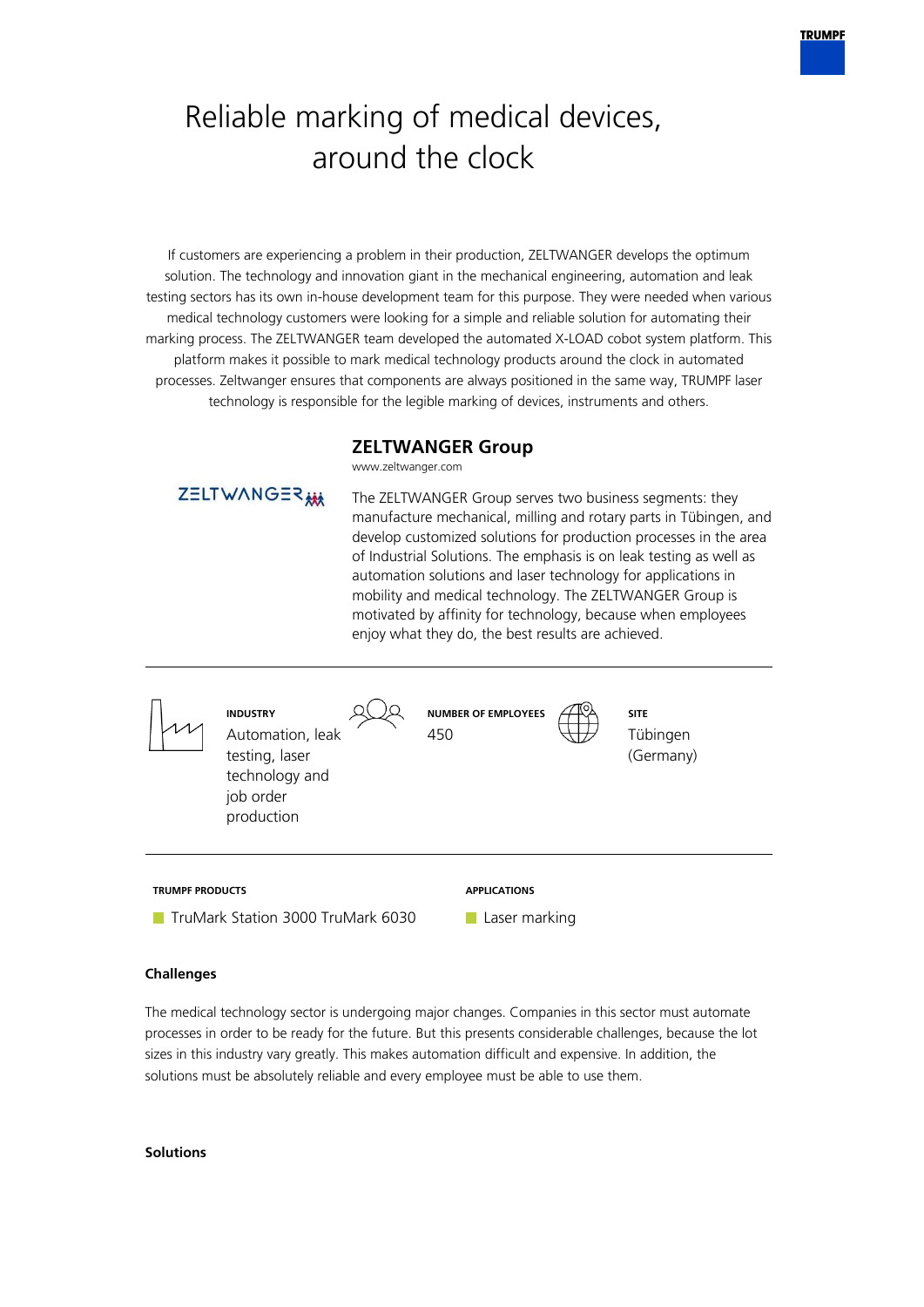# Reliable marking of medical devices, around the clock

If customers are experiencing a problem in their production, ZELTWANGER develops the optimum solution. The technology and innovation giant in the mechanical engineering, automation and leak testing sectors has its own in-house development team for this purpose. They were needed when various medical technology customers were looking for a simple and reliable solution for automating their marking process. The ZELTWANGER team developed the automated X-LOAD cobot system platform. This platform makes it possible to mark medical technology products around the clock in automated processes. Zeltwanger ensures that components are always positioned in the same way, TRUMPF laser technology is responsible for the legible marking of devices, instruments and others.

## ZELTWANGER Group

www.zeltwanger.com

The ZELTWANGER Group serves two business segments: they manufacture mechanical, milling and rotary parts in Tübingen, and develop customized solutions for production processes in the area of Industrial Solutions. The emphasis is on leak testing as well as automation solutions and laser technology for applications in mobility and medical technology. The ZELTWANGER Group is motivated by affinity for technology, because when employees enjoy what they do, the best results are achieved.

| INDUSTRY | NUMBER OF EMPLOYEES | SITE |
| --- | --- | --- |
| Automation, leak testing, laser technology and job order production | 450 | Tübingen (Germany) |

| TRUMPF PRODUCTS | APPLICATIONS |
| --- | --- |
| TruMark Station 3000 TruMark 6030 | Laser marking |

### Challenges

The medical technology sector is undergoing major changes. Companies in this sector must automate processes in order to be ready for the future. But this presents considerable challenges, because the lot sizes in this industry vary greatly. This makes automation difficult and expensive. In addition, the solutions must be absolutely reliable and every employee must be able to use them.

### Solutions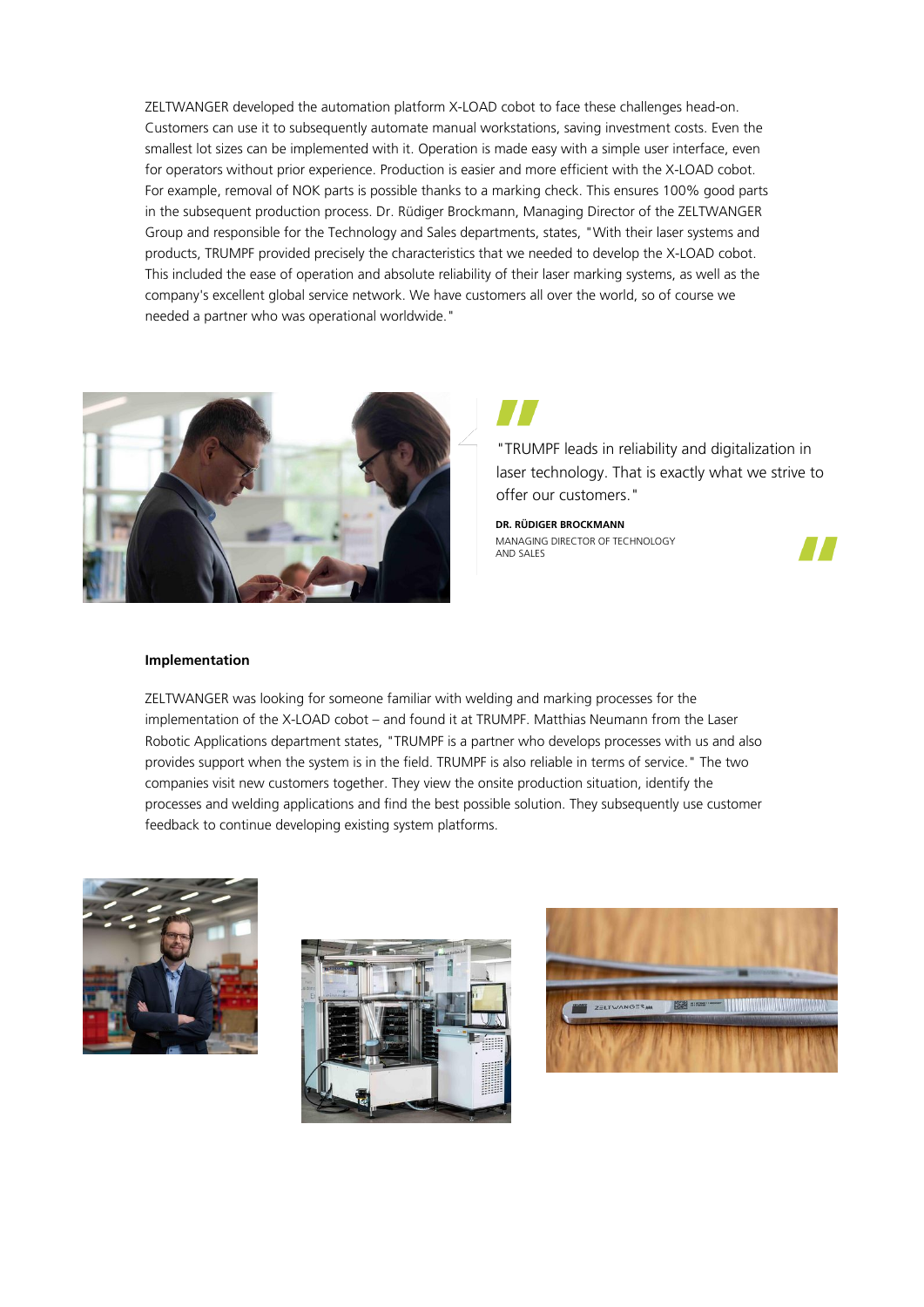ZELTWANGER developed the automation platform X-LOAD cobot to face these challenges head-on. Customers can use it to subsequently automate manual workstations, saving investment costs. Even the smallest lot sizes can be implemented with it. Operation is made easy with a simple user interface, even for operators without prior experience. Production is easier and more efficient with the X-LOAD cobot. For example, removal of NOK parts is possible thanks to a marking check. This ensures 100% good parts in the subsequent production process. Dr. Rüdiger Brockmann, Managing Director of the ZELTWANGER Group and responsible for the Technology and Sales departments, states, "With their laser systems and products, TRUMPF provided precisely the characteristics that we needed to develop the X-LOAD cobot. This included the ease of operation and absolute reliability of their laser marking systems, as well as the company's excellent global service network. We have customers all over the world, so of course we needed a partner who was operational worldwide."

> "TRUMPF leads in reliability and digitalization in laser technology. That is exactly what we strive to offer our customers."
>
> **DR. RÜDIGER BROCKMANN**
> MANAGING DIRECTOR OF TECHNOLOGY AND SALES

**Implementation**

ZELTWANGER was looking for someone familiar with welding and marking processes for the implementation of the X-LOAD cobot – and found it at TRUMPF. Matthias Neumann from the Laser Robotic Applications department states, "TRUMPF is a partner who develops processes with us and also provides support when the system is in the field. TRUMPF is also reliable in terms of service." The two companies visit new customers together. They view the onsite production situation, identify the processes and welding applications and find the best possible solution. They subsequently use customer feedback to continue developing existing system platforms.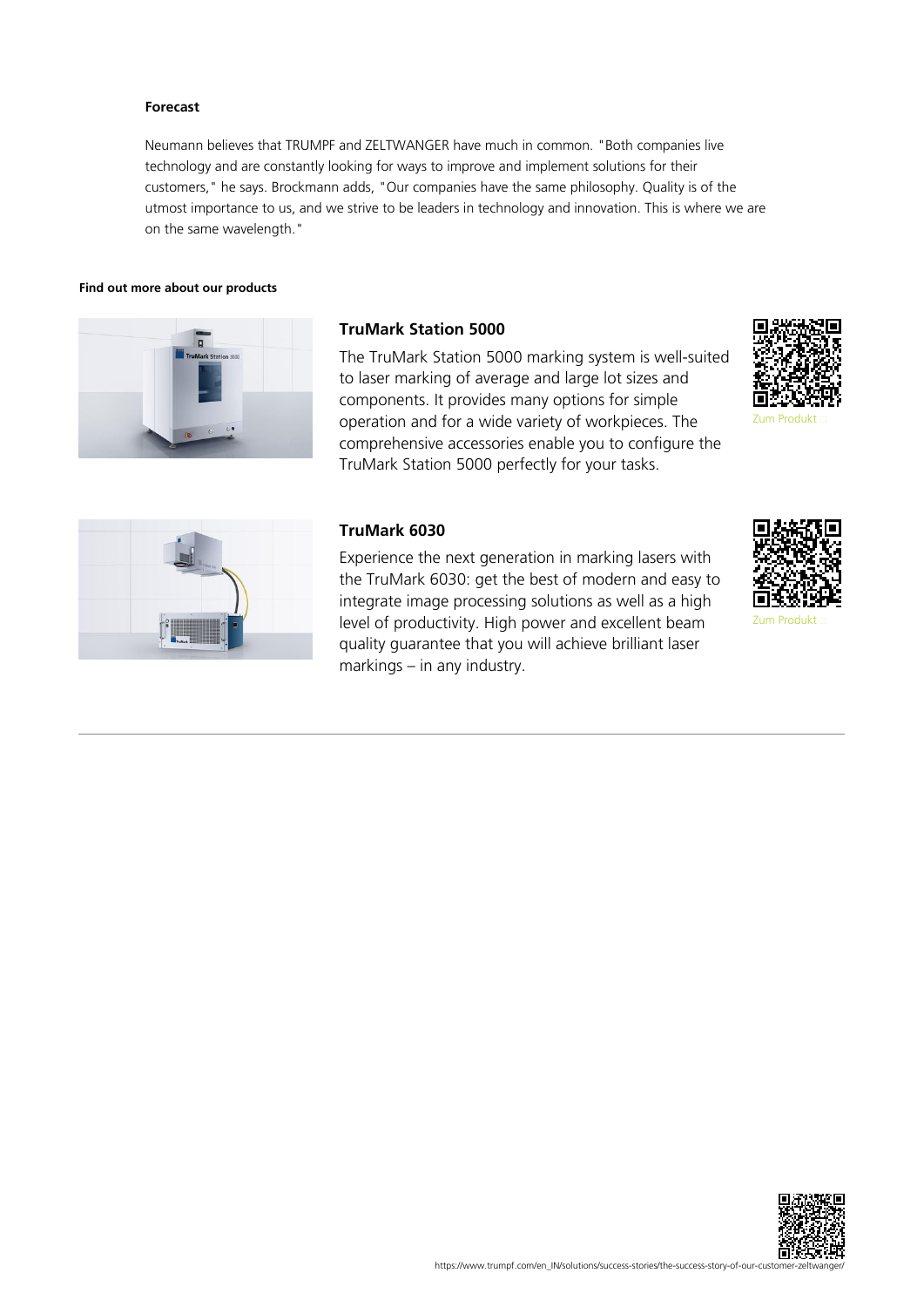**Forecast**

Neumann believes that TRUMPF and ZELTWANGER have much in common. "Both companies live technology and are constantly looking for ways to improve and implement solutions for their customers," he says. Brockmann adds, "Our companies have the same philosophy. Quality is of the utmost importance to us, and we strive to be leaders in technology and innovation. This is where we are on the same wavelength."

**Find out more about our products**

### TruMark Station 5000

The TruMark Station 5000 marking system is well-suited to laser marking of average and large lot sizes and components. It provides many options for simple operation and for a wide variety of workpieces. The comprehensive accessories enable you to configure the TruMark Station 5000 perfectly for your tasks.

Zum Produkt

### TruMark 6030

Experience the next generation in marking lasers with the TruMark 6030: get the best of modern and easy to integrate image processing solutions as well as a high level of productivity. High power and excellent beam quality guarantee that you will achieve brilliant laser markings – in any industry.

Zum Produkt